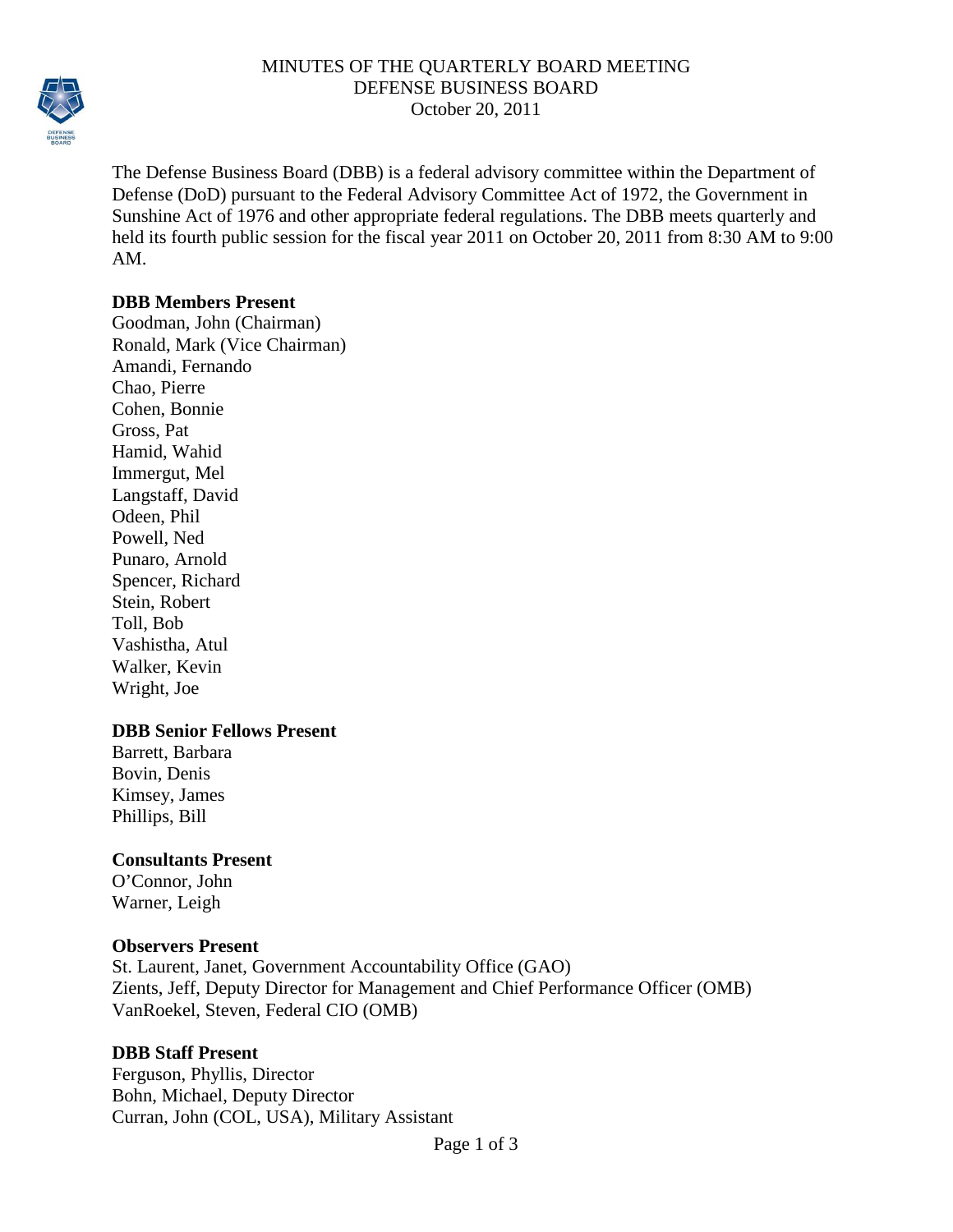# MINUTES OF THE QUARTERLY BOARD MEETING
## DEFENSE BUSINESS BOARD
October 20, 2011

The Defense Business Board (DBB) is a federal advisory committee within the Department of Defense (DoD) pursuant to the Federal Advisory Committee Act of 1972, the Government in Sunshine Act of 1976 and other appropriate federal regulations. The DBB meets quarterly and held its fourth public session for the fiscal year 2011 on October 20, 2011 from 8:30 AM to 9:00 AM.

**DBB Members Present**
Goodman, John (Chairman)
Ronald, Mark (Vice Chairman)
Amandi, Fernando
Chao, Pierre
Cohen, Bonnie
Gross, Pat
Hamid, Wahid
Immergut, Mel
Langstaff, David
Odeen, Phil
Powell, Ned
Punaro, Arnold
Spencer, Richard
Stein, Robert
Toll, Bob
Vashistha, Atul
Walker, Kevin
Wright, Joe

**DBB Senior Fellows Present**
Barrett, Barbara
Bovin, Denis
Kimsey, James
Phillips, Bill

**Consultants Present**
O'Connor, John
Warner, Leigh

**Observers Present**
St. Laurent, Janet, Government Accountability Office (GAO)
Zients, Jeff, Deputy Director for Management and Chief Performance Officer (OMB)
VanRoekel, Steven, Federal CIO (OMB)

**DBB Staff Present**
Ferguson, Phyllis, Director
Bohn, Michael, Deputy Director
Curran, John (COL, USA), Military Assistant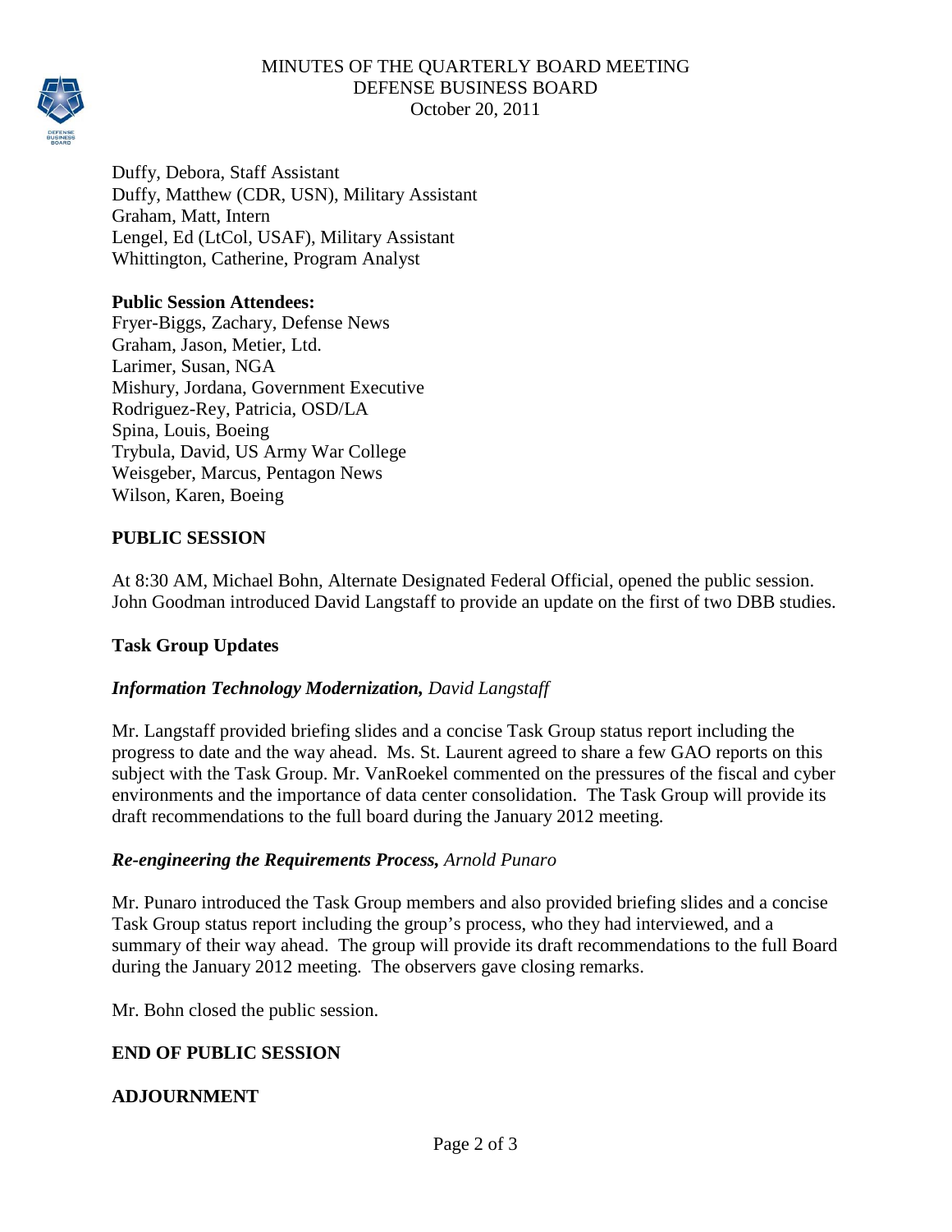Duffy, Debora, Staff Assistant
Duffy, Matthew (CDR, USN), Military Assistant
Graham, Matt, Intern
Lengel, Ed (LtCol, USAF), Military Assistant
Whittington, Catherine, Program Analyst

**Public Session Attendees:**
Fryer-Biggs, Zachary, Defense News
Graham, Jason, Metier, Ltd.
Larimer, Susan, NGA
Mishury, Jordana, Government Executive
Rodriguez-Rey, Patricia, OSD/LA
Spina, Louis, Boeing
Trybula, David, US Army War College
Weisgeber, Marcus, Pentagon News
Wilson, Karen, Boeing

## PUBLIC SESSION

At 8:30 AM, Michael Bohn, Alternate Designated Federal Official, opened the public session. John Goodman introduced David Langstaff to provide an update on the first of two DBB studies.

## Task Group Updates

### *Information Technology Modernization,* David Langstaff

Mr. Langstaff provided briefing slides and a concise Task Group status report including the progress to date and the way ahead. Ms. St. Laurent agreed to share a few GAO reports on this subject with the Task Group. Mr. VanRoekel commented on the pressures of the fiscal and cyber environments and the importance of data center consolidation. The Task Group will provide its draft recommendations to the full board during the January 2012 meeting.

### *Re-engineering the Requirements Process,* Arnold Punaro

Mr. Punaro introduced the Task Group members and also provided briefing slides and a concise Task Group status report including the group's process, who they had interviewed, and a summary of their way ahead. The group will provide its draft recommendations to the full Board during the January 2012 meeting. The observers gave closing remarks.

Mr. Bohn closed the public session.

## END OF PUBLIC SESSION

## ADJOURNMENT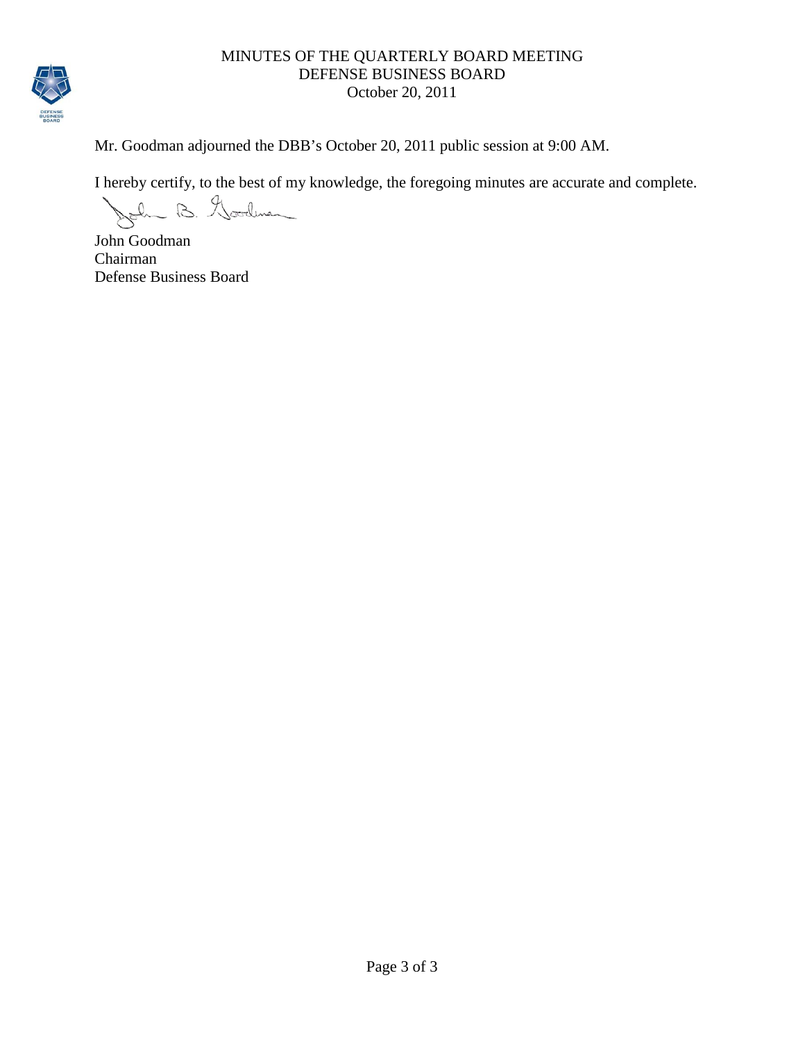MINUTES OF THE QUARTERLY BOARD MEETING
DEFENSE BUSINESS BOARD
October 20, 2011

Mr. Goodman adjourned the DBB's October 20, 2011 public session at 9:00 AM.

I hereby certify, to the best of my knowledge, the foregoing minutes are accurate and complete.

John Goodman
Chairman
Defense Business Board